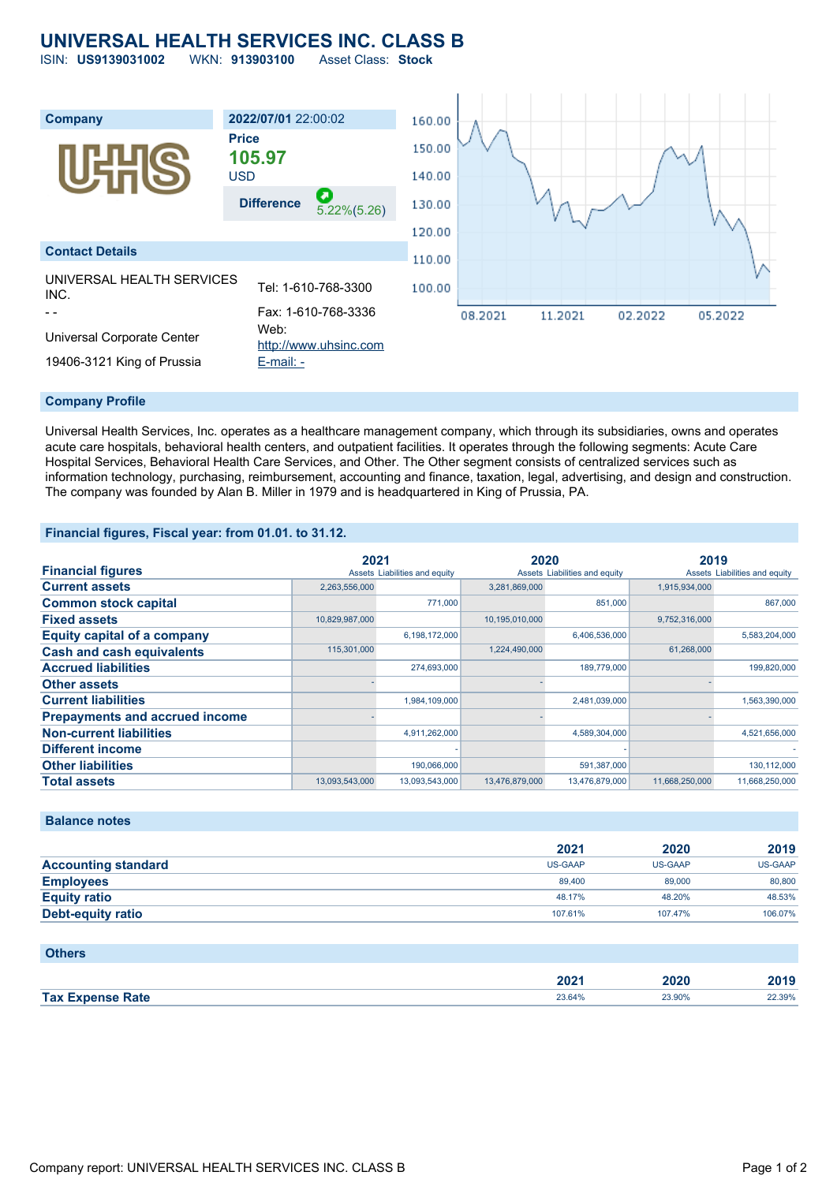# UNIVERSAL HEALTH SERVICES INC. CLASS B

ISIN: **US9139031002** WKN: **913903100** Asset Class: **Stock**

| Company | 2022/07/01 22:00:02 |
|---|---|
| | **Price** |
| | **105.97** |
| | USD |
| | **Difference** 5.22%(5.26) |

**Contact Details**

| | |
|---|---|
| UNIVERSAL HEALTH SERVICES INC. | Tel: 1-610-768-3300 |
| - - | Fax: 1-610-768-3336 |
| Universal Corporate Center | Web: http://www.uhsinc.com |
| 19406-3121 King of Prussia | E-mail: - |

## Company Profile

Universal Health Services, Inc. operates as a healthcare management company, which through its subsidiaries, owns and operates acute care hospitals, behavioral health centers, and outpatient facilities. It operates through the following segments: Acute Care Hospital Services, Behavioral Health Care Services, and Other. The Other segment consists of centralized services such as information technology, purchasing, reimbursement, accounting and finance, taxation, legal, advertising, and design and construction. The company was founded by Alan B. Miller in 1979 and is headquartered in King of Prussia, PA.

## Financial figures, Fiscal year: from 01.01. to 31.12.

| Financial figures | 2021 | | 2020 | | 2019 | |
|---|---|---|---|---|---|---|
| | Assets | Liabilities and equity | Assets | Liabilities and equity | Assets | Liabilities and equity |
| **Current assets** | 2,263,556,000 | | 3,281,869,000 | | 1,915,934,000 | |
| **Common stock capital** | | 771,000 | | 851,000 | | 867,000 |
| **Fixed assets** | 10,829,987,000 | | 10,195,010,000 | | 9,752,316,000 | |
| **Equity capital of a company** | | 6,198,172,000 | | 6,406,536,000 | | 5,583,204,000 |
| **Cash and cash equivalents** | 115,301,000 | | 1,224,490,000 | | 61,268,000 | |
| **Accrued liabilities** | | 274,693,000 | | 189,779,000 | | 199,820,000 |
| **Other assets** | - | | - | | - | |
| **Current liabilities** | | 1,984,109,000 | | 2,481,039,000 | | 1,563,390,000 |
| **Prepayments and accrued income** | - | | - | | - | |
| **Non-current liabilities** | | 4,911,262,000 | | 4,589,304,000 | | 4,521,656,000 |
| **Different income** | | - | | - | | - |
| **Other liabilities** | | 190,066,000 | | 591,387,000 | | 130,112,000 |
| **Total assets** | 13,093,543,000 | 13,093,543,000 | 13,476,879,000 | 13,476,879,000 | 11,668,250,000 | 11,668,250,000 |

## Balance notes

| | 2021 | 2020 | 2019 |
|---|---|---|---|
| **Accounting standard** | US-GAAP | US-GAAP | US-GAAP |
| **Employees** | 89,400 | 89,000 | 80,800 |
| **Equity ratio** | 48.17% | 48.20% | 48.53% |
| **Debt-equity ratio** | 107.61% | 107.47% | 106.07% |

## Others

| | 2021 | 2020 | 2019 |
|---|---|---|---|
| **Tax Expense Rate** | 23.64% | 23.90% | 22.39% |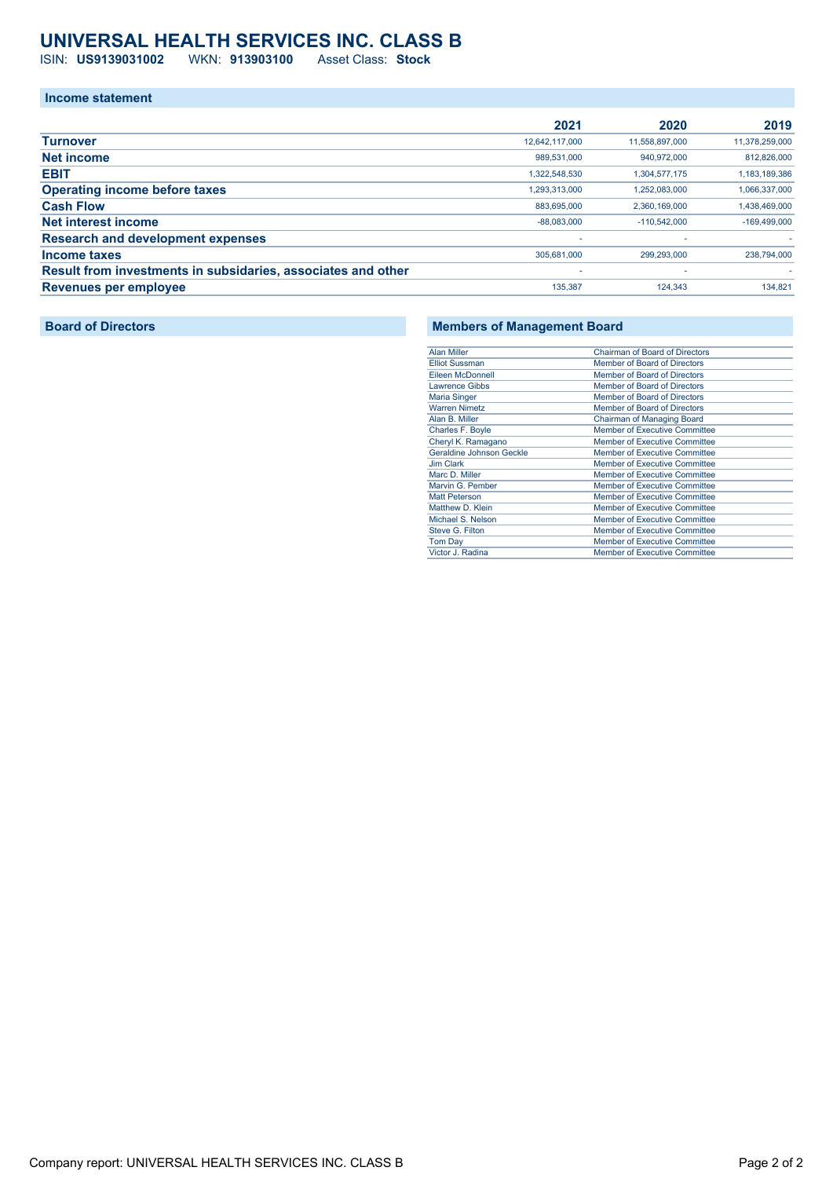# UNIVERSAL HEALTH SERVICES INC. CLASS B

ISIN: **US9139031002** WKN: **913903100** Asset Class: **Stock**

## Income statement

| | 2021 | 2020 | 2019 |
|---|---|---|---|
| **Turnover** | 12,642,117,000 | 11,558,897,000 | 11,378,259,000 |
| **Net income** | 989,531,000 | 940,972,000 | 812,826,000 |
| **EBIT** | 1,322,548,530 | 1,304,577,175 | 1,183,189,386 |
| **Operating income before taxes** | 1,293,313,000 | 1,252,083,000 | 1,066,337,000 |
| **Cash Flow** | 883,695,000 | 2,360,169,000 | 1,438,469,000 |
| **Net interest income** | -88,083,000 | -110,542,000 | -169,499,000 |
| **Research and development expenses** | - | - | - |
| **Income taxes** | 305,681,000 | 299,293,000 | 238,794,000 |
| **Result from investments in subsidaries, associates and other** | - | - | - |
| **Revenues per employee** | 135,387 | 124,343 | 134,821 |

## Board of Directors

## Members of Management Board

| | |
|---|---|
| Alan Miller | Chairman of Board of Directors |
| Elliot Sussman | Member of Board of Directors |
| Eileen McDonnell | Member of Board of Directors |
| Lawrence Gibbs | Member of Board of Directors |
| Maria Singer | Member of Board of Directors |
| Warren Nimetz | Member of Board of Directors |
| Alan B. Miller | Chairman of Managing Board |
| Charles F. Boyle | Member of Executive Committee |
| Cheryl K. Ramagano | Member of Executive Committee |
| Geraldine Johnson Geckle | Member of Executive Committee |
| Jim Clark | Member of Executive Committee |
| Marc D. Miller | Member of Executive Committee |
| Marvin G. Pember | Member of Executive Committee |
| Matt Peterson | Member of Executive Committee |
| Matthew D. Klein | Member of Executive Committee |
| Michael S. Nelson | Member of Executive Committee |
| Steve G. Filton | Member of Executive Committee |
| Tom Day | Member of Executive Committee |
| Victor J. Radina | Member of Executive Committee |